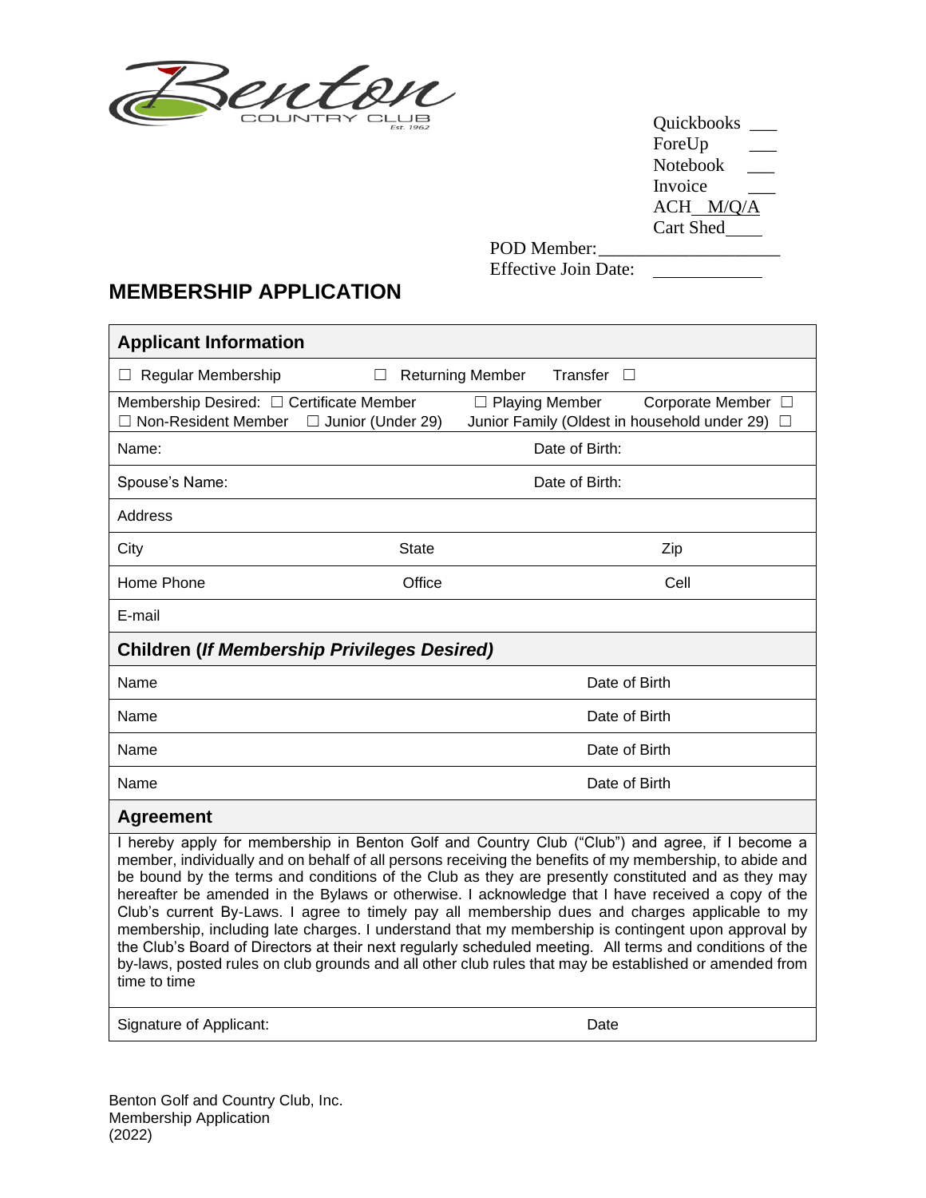Benton COUNTRY CLUB Est. 1962

Quickbooks ___
ForeUp ___
Notebook ___
Invoice ___
ACH_ M/Q/A
Cart Shed____

POD Member:___________________
Effective Join Date: ___________

## MEMBERSHIP APPLICATION

| **Applicant Information** | | |
|---|---|---|
| ☐ Regular Membership | ☐ Returning Member | Transfer ☐ |
| Membership Desired: ☐ Certificate Member ☐ Non-Resident Member ☐ Junior (Under 29) | ☐ Playing Member | Corporate Member ☐ Junior Family (Oldest in household under 29) ☐ |
| Name: | Date of Birth: | |
| Spouse's Name: | Date of Birth: | |
| Address | | |
| City | State | Zip |
| Home Phone | Office | Cell |
| E-mail | | |
| **Children (*If Membership Privileges Desired)*** | | |
| Name | Date of Birth | |
| Name | Date of Birth | |
| Name | Date of Birth | |
| Name | Date of Birth | |

### Agreement

I hereby apply for membership in Benton Golf and Country Club ("Club") and agree, if I become a member, individually and on behalf of all persons receiving the benefits of my membership, to abide and be bound by the terms and conditions of the Club as they are presently constituted and as they may hereafter be amended in the Bylaws or otherwise. I acknowledge that I have received a copy of the Club's current By-Laws. I agree to timely pay all membership dues and charges applicable to my membership, including late charges. I understand that my membership is contingent upon approval by the Club's Board of Directors at their next regularly scheduled meeting. All terms and conditions of the by-laws, posted rules on club grounds and all other club rules that may be established or amended from time to time

| Signature of Applicant: | Date |
|---|---|

Benton Golf and Country Club, Inc.
Membership Application
(2022)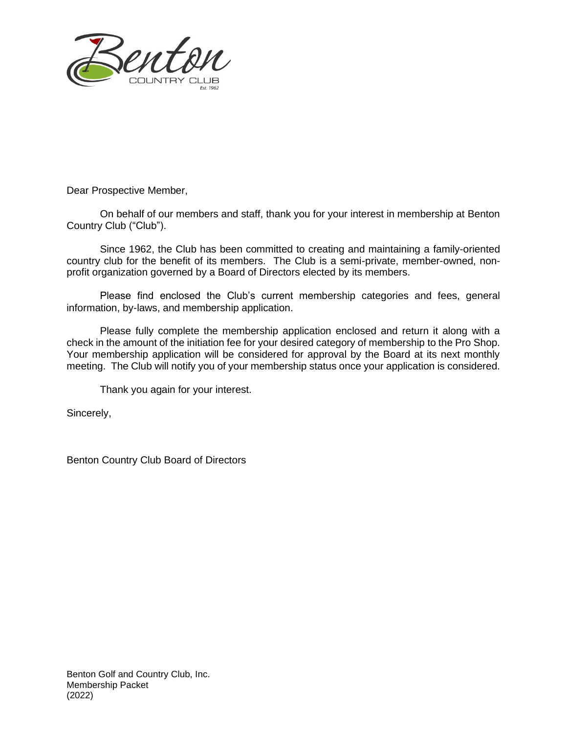Dear Prospective Member,

On behalf of our members and staff, thank you for your interest in membership at Benton Country Club ("Club").

Since 1962, the Club has been committed to creating and maintaining a family-oriented country club for the benefit of its members. The Club is a semi-private, member-owned, non-profit organization governed by a Board of Directors elected by its members.

Please find enclosed the Club's current membership categories and fees, general information, by-laws, and membership application.

Please fully complete the membership application enclosed and return it along with a check in the amount of the initiation fee for your desired category of membership to the Pro Shop. Your membership application will be considered for approval by the Board at its next monthly meeting. The Club will notify you of your membership status once your application is considered.

Thank you again for your interest.

Sincerely,

Benton Country Club Board of Directors

Benton Golf and Country Club, Inc.
Membership Packet
(2022)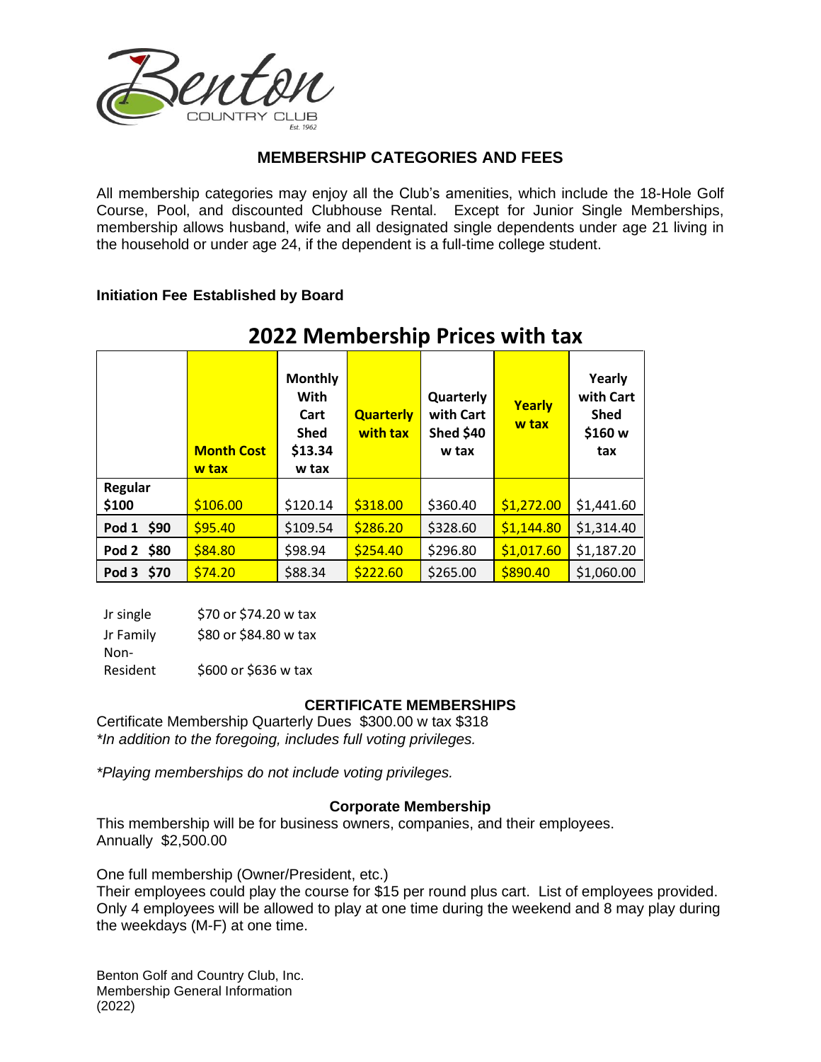## MEMBERSHIP CATEGORIES AND FEES

All membership categories may enjoy all the Club's amenities, which include the 18-Hole Golf Course, Pool, and discounted Clubhouse Rental. Except for Junior Single Memberships, membership allows husband, wife and all designated single dependents under age 21 living in the household or under age 24, if the dependent is a full-time college student.

**Initiation Fee Established by Board**

### 2022 Membership Prices with tax

| | **Month Cost w tax** | **Monthly With Cart Shed $13.34 w tax** | **Quarterly with tax** | **Quarterly with Cart Shed $40 w tax** | **Yearly w tax** | **Yearly with Cart Shed $160 w tax** |
|---|---|---|---|---|---|---|
| **Regular $100** | $106.00 | $120.14 | $318.00 | $360.40 | $1,272.00 | $1,441.60 |
| **Pod 1 $90** | $95.40 | $109.54 | $286.20 | $328.60 | $1,144.80 | $1,314.40 |
| **Pod 2 $80** | $84.80 | $98.94 | $254.40 | $296.80 | $1,017.60 | $1,187.20 |
| **Pod 3 $70** | $74.20 | $88.34 | $222.60 | $265.00 | $890.40 | $1,060.00 |

| | |
|---|---|
| Jr single | $70 or $74.20 w tax |
| Jr Family | $80 or $84.80 w tax |
| Non-Resident | $600 or $636 w tax |

### CERTIFICATE MEMBERSHIPS

Certificate Membership Quarterly Dues $300.00 w tax $318
*\*In addition to the foregoing, includes full voting privileges.*

*\*Playing memberships do not include voting privileges.*

### Corporate Membership

This membership will be for business owners, companies, and their employees.
Annually $2,500.00

One full membership (Owner/President, etc.)
Their employees could play the course for $15 per round plus cart. List of employees provided. Only 4 employees will be allowed to play at one time during the weekend and 8 may play during the weekdays (M-F) at one time.

Benton Golf and Country Club, Inc.
Membership General Information
(2022)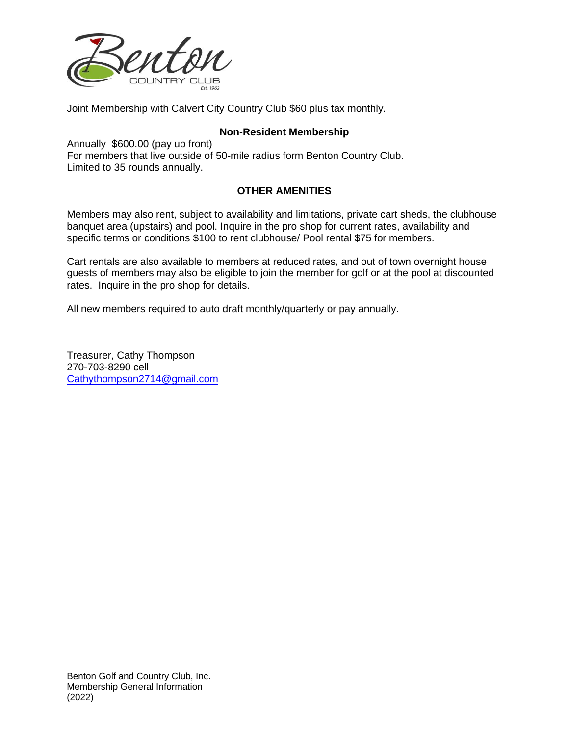Joint Membership with Calvert City Country Club $60 plus tax monthly.

**Non-Resident Membership**

Annually $600.00 (pay up front)
For members that live outside of 50-mile radius form Benton Country Club.
Limited to 35 rounds annually.

**OTHER AMENITIES**

Members may also rent, subject to availability and limitations, private cart sheds, the clubhouse banquet area (upstairs) and pool. Inquire in the pro shop for current rates, availability and specific terms or conditions $100 to rent clubhouse/ Pool rental $75 for members.

Cart rentals are also available to members at reduced rates, and out of town overnight house guests of members may also be eligible to join the member for golf or at the pool at discounted rates. Inquire in the pro shop for details.

All new members required to auto draft monthly/quarterly or pay annually.

Treasurer, Cathy Thompson
270-703-8290 cell
Cathythompson2714@gmail.com

Benton Golf and Country Club, Inc.
Membership General Information
(2022)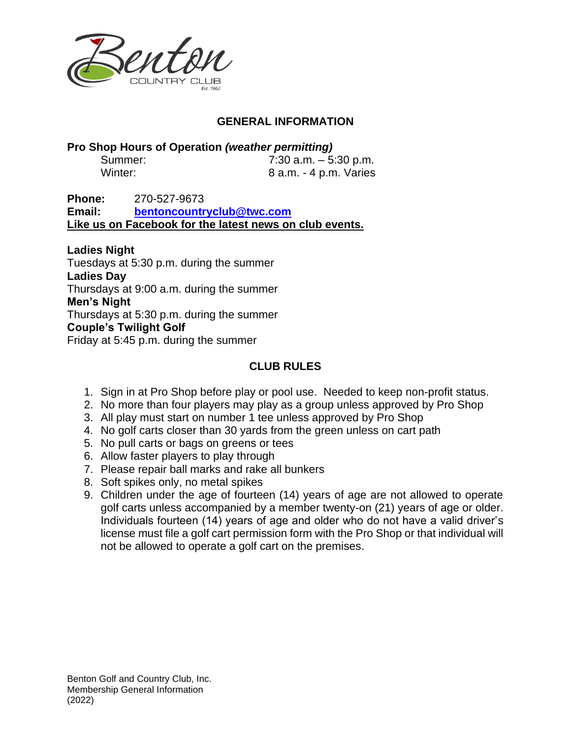Benton COUNTRY CLUB Est. 1962

## GENERAL INFORMATION

**Pro Shop Hours of Operation *(weather permitting)***

| | |
|---|---|
| Summer: | 7:30 a.m. – 5:30 p.m. |
| Winter: | 8 a.m. - 4 p.m. Varies |

**Phone:** 270-527-9673
**Email:** **bentoncountryclub@twc.com**
**Like us on Facebook for the latest news on club events.**

**Ladies Night**
Tuesdays at 5:30 p.m. during the summer
**Ladies Day**
Thursdays at 9:00 a.m. during the summer
**Men's Night**
Thursdays at 5:30 p.m. during the summer
**Couple's Twilight Golf**
Friday at 5:45 p.m. during the summer

## CLUB RULES

1. Sign in at Pro Shop before play or pool use. Needed to keep non-profit status.
2. No more than four players may play as a group unless approved by Pro Shop
3. All play must start on number 1 tee unless approved by Pro Shop
4. No golf carts closer than 30 yards from the green unless on cart path
5. No pull carts or bags on greens or tees
6. Allow faster players to play through
7. Please repair ball marks and rake all bunkers
8. Soft spikes only, no metal spikes
9. Children under the age of fourteen (14) years of age are not allowed to operate golf carts unless accompanied by a member twenty-on (21) years of age or older. Individuals fourteen (14) years of age and older who do not have a valid driver's license must file a golf cart permission form with the Pro Shop or that individual will not be allowed to operate a golf cart on the premises.

Benton Golf and Country Club, Inc.
Membership General Information
(2022)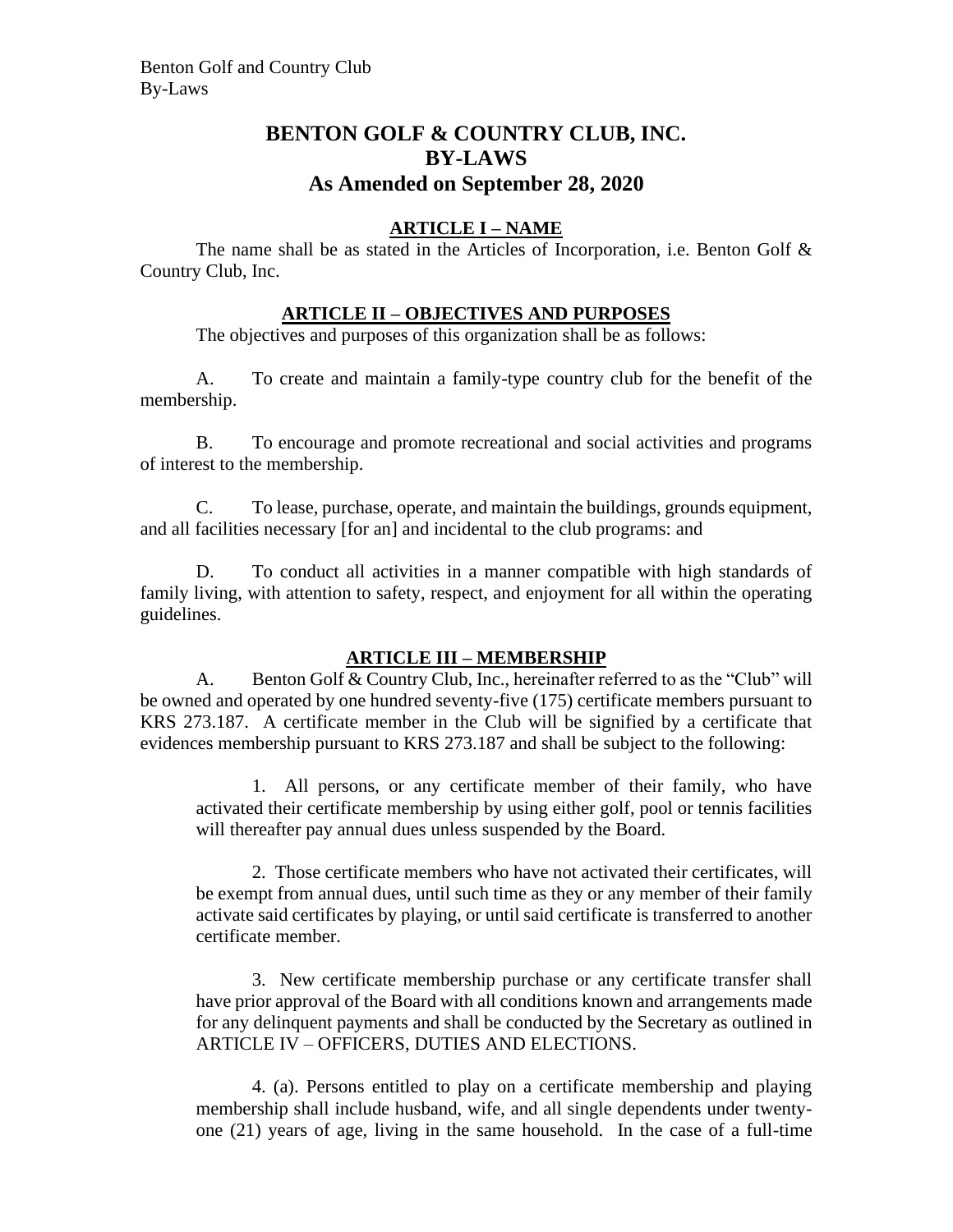# BENTON GOLF & COUNTRY CLUB, INC.
# BY-LAWS
# As Amended on September 28, 2020

## ARTICLE I – NAME

The name shall be as stated in the Articles of Incorporation, i.e. Benton Golf & Country Club, Inc.

## ARTICLE II – OBJECTIVES AND PURPOSES

The objectives and purposes of this organization shall be as follows:

A. To create and maintain a family-type country club for the benefit of the membership.

B. To encourage and promote recreational and social activities and programs of interest to the membership.

C. To lease, purchase, operate, and maintain the buildings, grounds equipment, and all facilities necessary [for an] and incidental to the club programs: and

D. To conduct all activities in a manner compatible with high standards of family living, with attention to safety, respect, and enjoyment for all within the operating guidelines.

## ARTICLE III – MEMBERSHIP

A. Benton Golf & Country Club, Inc., hereinafter referred to as the "Club" will be owned and operated by one hundred seventy-five (175) certificate members pursuant to KRS 273.187. A certificate member in the Club will be signified by a certificate that evidences membership pursuant to KRS 273.187 and shall be subject to the following:

1. All persons, or any certificate member of their family, who have activated their certificate membership by using either golf, pool or tennis facilities will thereafter pay annual dues unless suspended by the Board.

2. Those certificate members who have not activated their certificates, will be exempt from annual dues, until such time as they or any member of their family activate said certificates by playing, or until said certificate is transferred to another certificate member.

3. New certificate membership purchase or any certificate transfer shall have prior approval of the Board with all conditions known and arrangements made for any delinquent payments and shall be conducted by the Secretary as outlined in ARTICLE IV – OFFICERS, DUTIES AND ELECTIONS.

4. (a). Persons entitled to play on a certificate membership and playing membership shall include husband, wife, and all single dependents under twenty-one (21) years of age, living in the same household. In the case of a full-time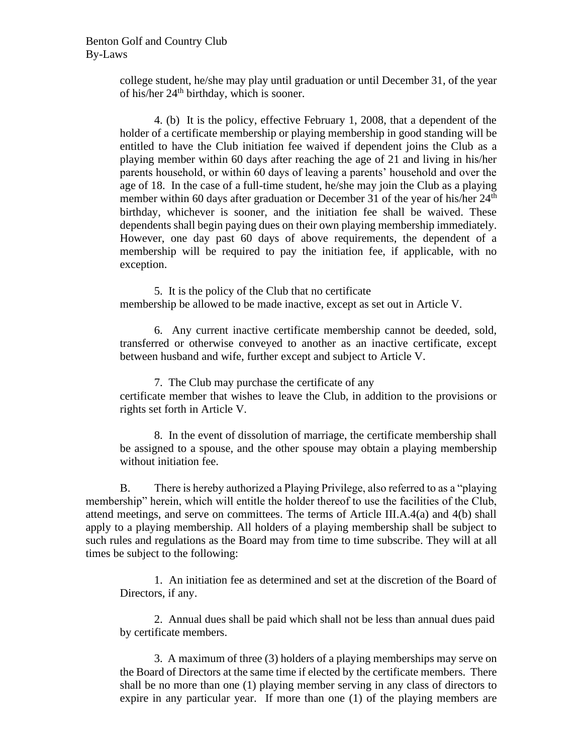college student, he/she may play until graduation or until December 31, of the year of his/her 24th birthday, which is sooner.

4. (b) It is the policy, effective February 1, 2008, that a dependent of the holder of a certificate membership or playing membership in good standing will be entitled to have the Club initiation fee waived if dependent joins the Club as a playing member within 60 days after reaching the age of 21 and living in his/her parents household, or within 60 days of leaving a parents' household and over the age of 18. In the case of a full-time student, he/she may join the Club as a playing member within 60 days after graduation or December 31 of the year of his/her 24th birthday, whichever is sooner, and the initiation fee shall be waived. These dependents shall begin paying dues on their own playing membership immediately. However, one day past 60 days of above requirements, the dependent of a membership will be required to pay the initiation fee, if applicable, with no exception.

5. It is the policy of the Club that no certificate membership be allowed to be made inactive, except as set out in Article V.

6. Any current inactive certificate membership cannot be deeded, sold, transferred or otherwise conveyed to another as an inactive certificate, except between husband and wife, further except and subject to Article V.

7. The Club may purchase the certificate of any certificate member that wishes to leave the Club, in addition to the provisions or rights set forth in Article V.

8. In the event of dissolution of marriage, the certificate membership shall be assigned to a spouse, and the other spouse may obtain a playing membership without initiation fee.

B. There is hereby authorized a Playing Privilege, also referred to as a "playing membership" herein, which will entitle the holder thereof to use the facilities of the Club, attend meetings, and serve on committees. The terms of Article III.A.4(a) and 4(b) shall apply to a playing membership. All holders of a playing membership shall be subject to such rules and regulations as the Board may from time to time subscribe. They will at all times be subject to the following:

1. An initiation fee as determined and set at the discretion of the Board of Directors, if any.

2. Annual dues shall be paid which shall not be less than annual dues paid by certificate members.

3. A maximum of three (3) holders of a playing memberships may serve on the Board of Directors at the same time if elected by the certificate members. There shall be no more than one (1) playing member serving in any class of directors to expire in any particular year. If more than one (1) of the playing members are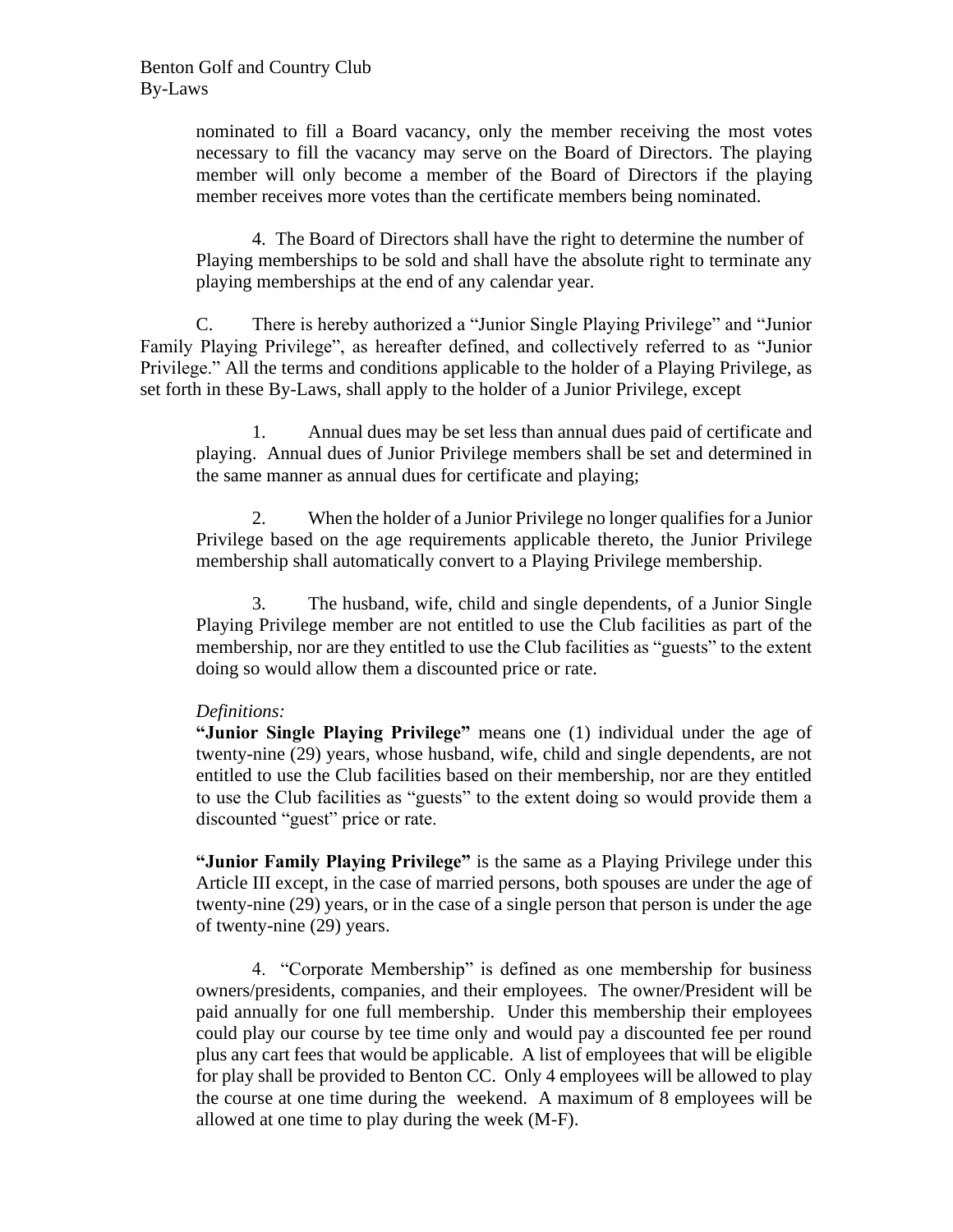nominated to fill a Board vacancy, only the member receiving the most votes necessary to fill the vacancy may serve on the Board of Directors. The playing member will only become a member of the Board of Directors if the playing member receives more votes than the certificate members being nominated.

4. The Board of Directors shall have the right to determine the number of Playing memberships to be sold and shall have the absolute right to terminate any playing memberships at the end of any calendar year.

C. There is hereby authorized a "Junior Single Playing Privilege" and "Junior Family Playing Privilege", as hereafter defined, and collectively referred to as "Junior Privilege." All the terms and conditions applicable to the holder of a Playing Privilege, as set forth in these By-Laws, shall apply to the holder of a Junior Privilege, except

1. Annual dues may be set less than annual dues paid of certificate and playing. Annual dues of Junior Privilege members shall be set and determined in the same manner as annual dues for certificate and playing;

2. When the holder of a Junior Privilege no longer qualifies for a Junior Privilege based on the age requirements applicable thereto, the Junior Privilege membership shall automatically convert to a Playing Privilege membership.

3. The husband, wife, child and single dependents, of a Junior Single Playing Privilege member are not entitled to use the Club facilities as part of the membership, nor are they entitled to use the Club facilities as "guests" to the extent doing so would allow them a discounted price or rate.

*Definitions:*

**"Junior Single Playing Privilege"** means one (1) individual under the age of twenty-nine (29) years, whose husband, wife, child and single dependents, are not entitled to use the Club facilities based on their membership, nor are they entitled to use the Club facilities as "guests" to the extent doing so would provide them a discounted "guest" price or rate.

**"Junior Family Playing Privilege"** is the same as a Playing Privilege under this Article III except, in the case of married persons, both spouses are under the age of twenty-nine (29) years, or in the case of a single person that person is under the age of twenty-nine (29) years.

4. "Corporate Membership" is defined as one membership for business owners/presidents, companies, and their employees. The owner/President will be paid annually for one full membership. Under this membership their employees could play our course by tee time only and would pay a discounted fee per round plus any cart fees that would be applicable. A list of employees that will be eligible for play shall be provided to Benton CC. Only 4 employees will be allowed to play the course at one time during the weekend. A maximum of 8 employees will be allowed at one time to play during the week (M-F).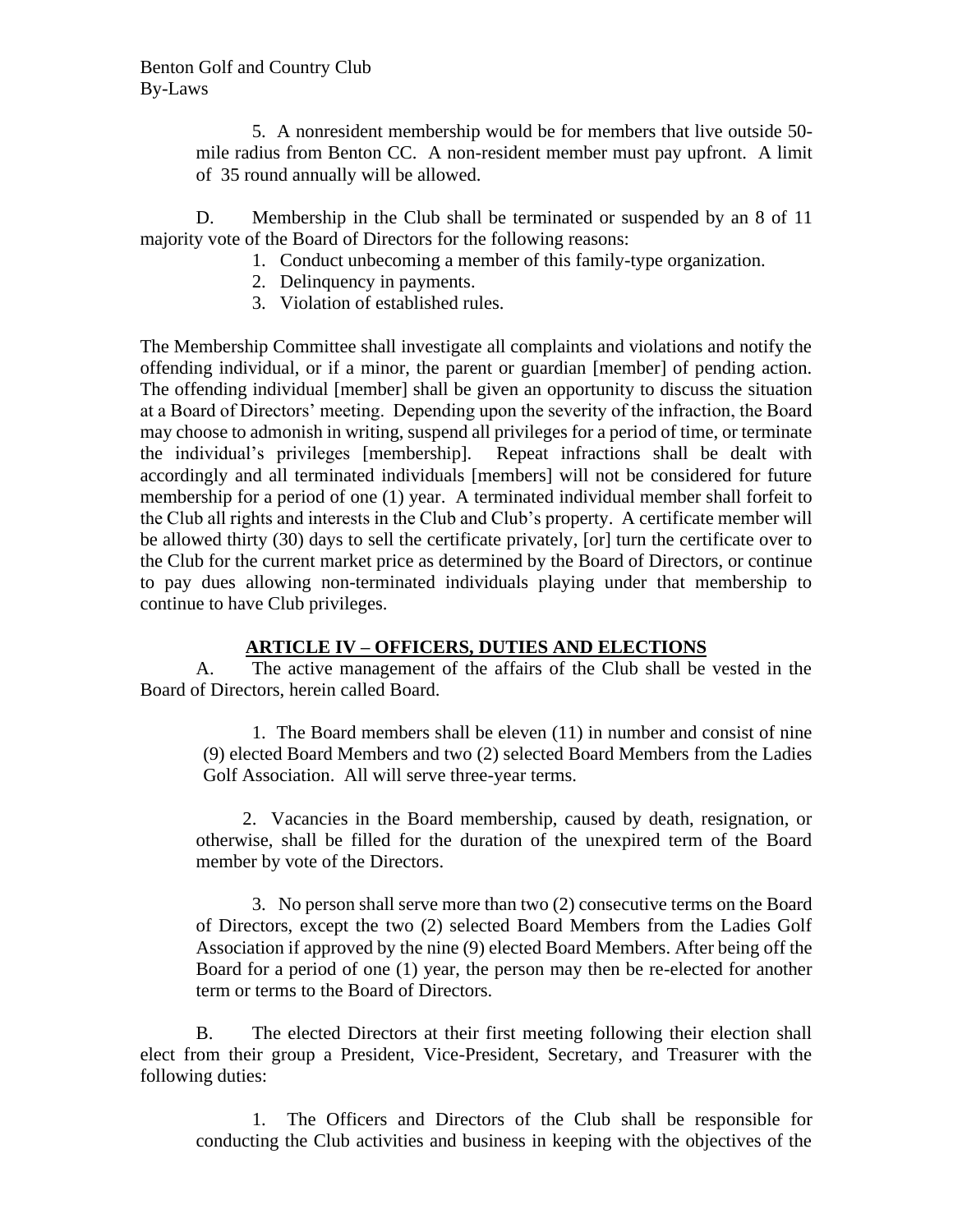5. A nonresident membership would be for members that live outside 50-mile radius from Benton CC. A non-resident member must pay upfront. A limit of 35 round annually will be allowed.

D. Membership in the Club shall be terminated or suspended by an 8 of 11 majority vote of the Board of Directors for the following reasons:

1. Conduct unbecoming a member of this family-type organization.
2. Delinquency in payments.
3. Violation of established rules.

The Membership Committee shall investigate all complaints and violations and notify the offending individual, or if a minor, the parent or guardian [member] of pending action. The offending individual [member] shall be given an opportunity to discuss the situation at a Board of Directors' meeting. Depending upon the severity of the infraction, the Board may choose to admonish in writing, suspend all privileges for a period of time, or terminate the individual's privileges [membership]. Repeat infractions shall be dealt with accordingly and all terminated individuals [members] will not be considered for future membership for a period of one (1) year. A terminated individual member shall forfeit to the Club all rights and interests in the Club and Club's property. A certificate member will be allowed thirty (30) days to sell the certificate privately, [or] turn the certificate over to the Club for the current market price as determined by the Board of Directors, or continue to pay dues allowing non-terminated individuals playing under that membership to continue to have Club privileges.

## ARTICLE IV – OFFICERS, DUTIES AND ELECTIONS

A. The active management of the affairs of the Club shall be vested in the Board of Directors, herein called Board.

1. The Board members shall be eleven (11) in number and consist of nine (9) elected Board Members and two (2) selected Board Members from the Ladies Golf Association. All will serve three-year terms.

2. Vacancies in the Board membership, caused by death, resignation, or otherwise, shall be filled for the duration of the unexpired term of the Board member by vote of the Directors.

3. No person shall serve more than two (2) consecutive terms on the Board of Directors, except the two (2) selected Board Members from the Ladies Golf Association if approved by the nine (9) elected Board Members. After being off the Board for a period of one (1) year, the person may then be re-elected for another term or terms to the Board of Directors.

B. The elected Directors at their first meeting following their election shall elect from their group a President, Vice-President, Secretary, and Treasurer with the following duties:

1. The Officers and Directors of the Club shall be responsible for conducting the Club activities and business in keeping with the objectives of the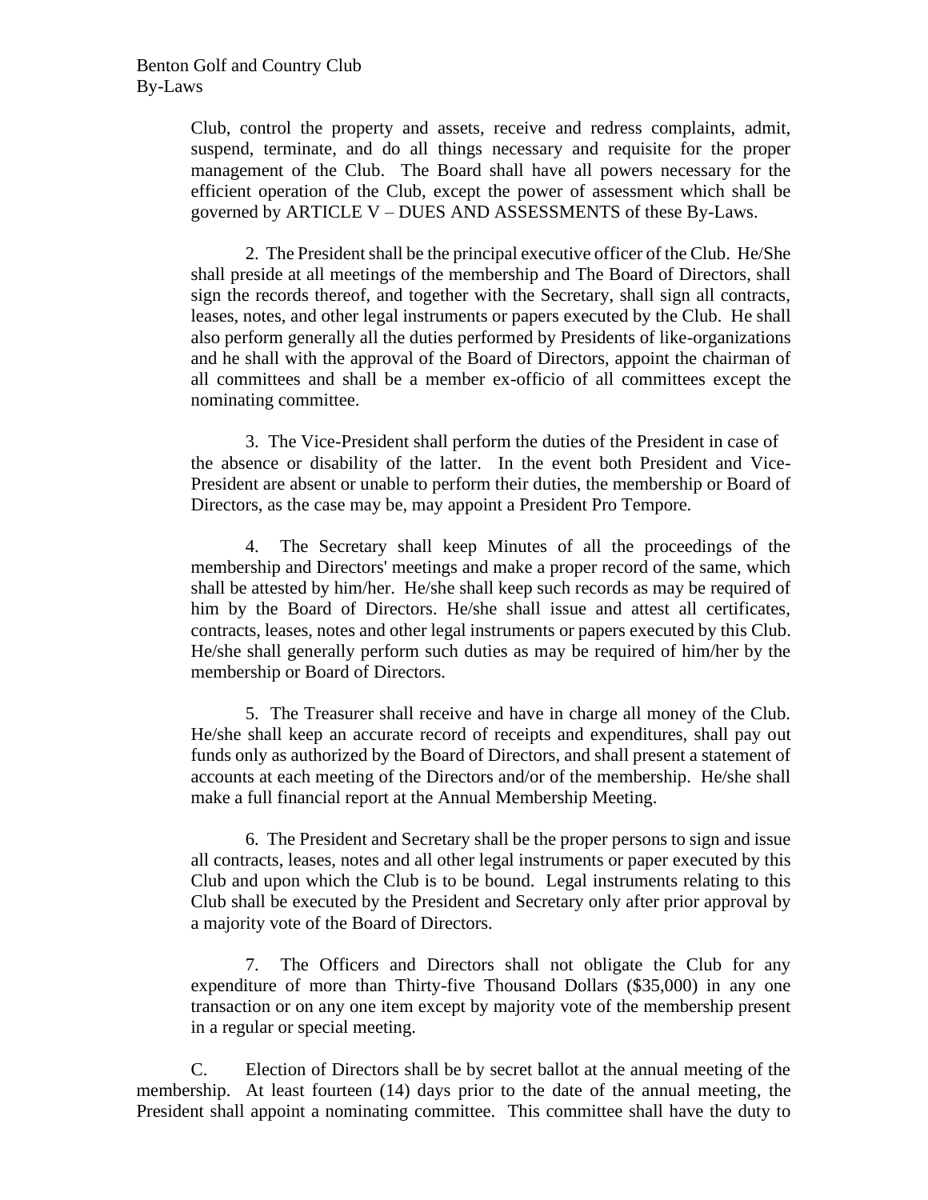Club, control the property and assets, receive and redress complaints, admit, suspend, terminate, and do all things necessary and requisite for the proper management of the Club. The Board shall have all powers necessary for the efficient operation of the Club, except the power of assessment which shall be governed by ARTICLE V – DUES AND ASSESSMENTS of these By-Laws.

2. The President shall be the principal executive officer of the Club. He/She shall preside at all meetings of the membership and The Board of Directors, shall sign the records thereof, and together with the Secretary, shall sign all contracts, leases, notes, and other legal instruments or papers executed by the Club. He shall also perform generally all the duties performed by Presidents of like-organizations and he shall with the approval of the Board of Directors, appoint the chairman of all committees and shall be a member ex-officio of all committees except the nominating committee.

3. The Vice-President shall perform the duties of the President in case of the absence or disability of the latter. In the event both President and Vice-President are absent or unable to perform their duties, the membership or Board of Directors, as the case may be, may appoint a President Pro Tempore.

4. The Secretary shall keep Minutes of all the proceedings of the membership and Directors' meetings and make a proper record of the same, which shall be attested by him/her. He/she shall keep such records as may be required of him by the Board of Directors. He/she shall issue and attest all certificates, contracts, leases, notes and other legal instruments or papers executed by this Club. He/she shall generally perform such duties as may be required of him/her by the membership or Board of Directors.

5. The Treasurer shall receive and have in charge all money of the Club. He/she shall keep an accurate record of receipts and expenditures, shall pay out funds only as authorized by the Board of Directors, and shall present a statement of accounts at each meeting of the Directors and/or of the membership. He/she shall make a full financial report at the Annual Membership Meeting.

6. The President and Secretary shall be the proper persons to sign and issue all contracts, leases, notes and all other legal instruments or paper executed by this Club and upon which the Club is to be bound. Legal instruments relating to this Club shall be executed by the President and Secretary only after prior approval by a majority vote of the Board of Directors.

7. The Officers and Directors shall not obligate the Club for any expenditure of more than Thirty-five Thousand Dollars ($35,000) in any one transaction or on any one item except by majority vote of the membership present in a regular or special meeting.

C. Election of Directors shall be by secret ballot at the annual meeting of the membership. At least fourteen (14) days prior to the date of the annual meeting, the President shall appoint a nominating committee. This committee shall have the duty to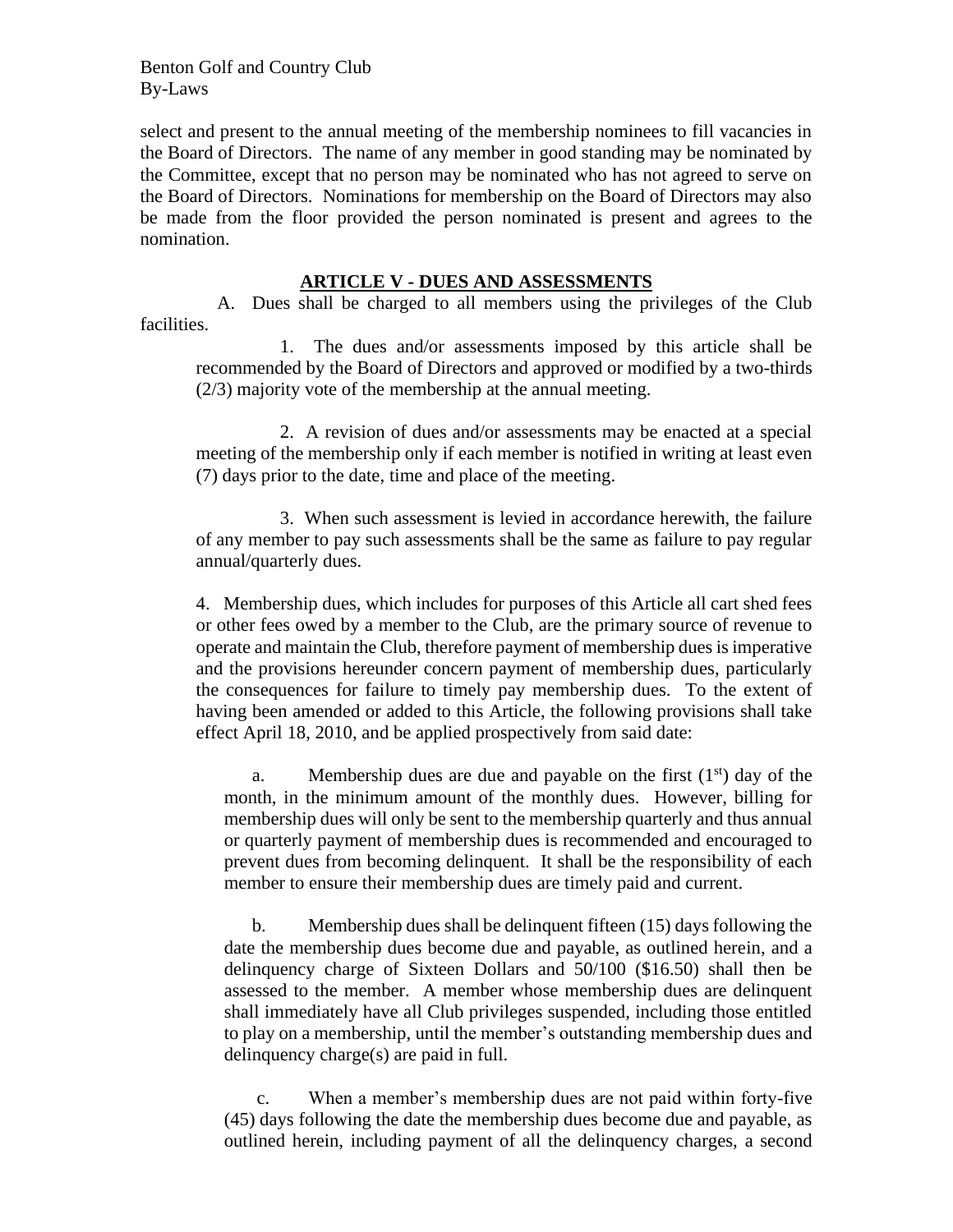select and present to the annual meeting of the membership nominees to fill vacancies in the Board of Directors. The name of any member in good standing may be nominated by the Committee, except that no person may be nominated who has not agreed to serve on the Board of Directors. Nominations for membership on the Board of Directors may also be made from the floor provided the person nominated is present and agrees to the nomination.

## ARTICLE V - DUES AND ASSESSMENTS

A. Dues shall be charged to all members using the privileges of the Club facilities.

1. The dues and/or assessments imposed by this article shall be recommended by the Board of Directors and approved or modified by a two-thirds (2/3) majority vote of the membership at the annual meeting.

2. A revision of dues and/or assessments may be enacted at a special meeting of the membership only if each member is notified in writing at least even (7) days prior to the date, time and place of the meeting.

3. When such assessment is levied in accordance herewith, the failure of any member to pay such assessments shall be the same as failure to pay regular annual/quarterly dues.

4. Membership dues, which includes for purposes of this Article all cart shed fees or other fees owed by a member to the Club, are the primary source of revenue to operate and maintain the Club, therefore payment of membership dues is imperative and the provisions hereunder concern payment of membership dues, particularly the consequences for failure to timely pay membership dues. To the extent of having been amended or added to this Article, the following provisions shall take effect April 18, 2010, and be applied prospectively from said date:

a. Membership dues are due and payable on the first (1st) day of the month, in the minimum amount of the monthly dues. However, billing for membership dues will only be sent to the membership quarterly and thus annual or quarterly payment of membership dues is recommended and encouraged to prevent dues from becoming delinquent. It shall be the responsibility of each member to ensure their membership dues are timely paid and current.

b. Membership dues shall be delinquent fifteen (15) days following the date the membership dues become due and payable, as outlined herein, and a delinquency charge of Sixteen Dollars and 50/100 ($16.50) shall then be assessed to the member. A member whose membership dues are delinquent shall immediately have all Club privileges suspended, including those entitled to play on a membership, until the member's outstanding membership dues and delinquency charge(s) are paid in full.

c. When a member's membership dues are not paid within forty-five (45) days following the date the membership dues become due and payable, as outlined herein, including payment of all the delinquency charges, a second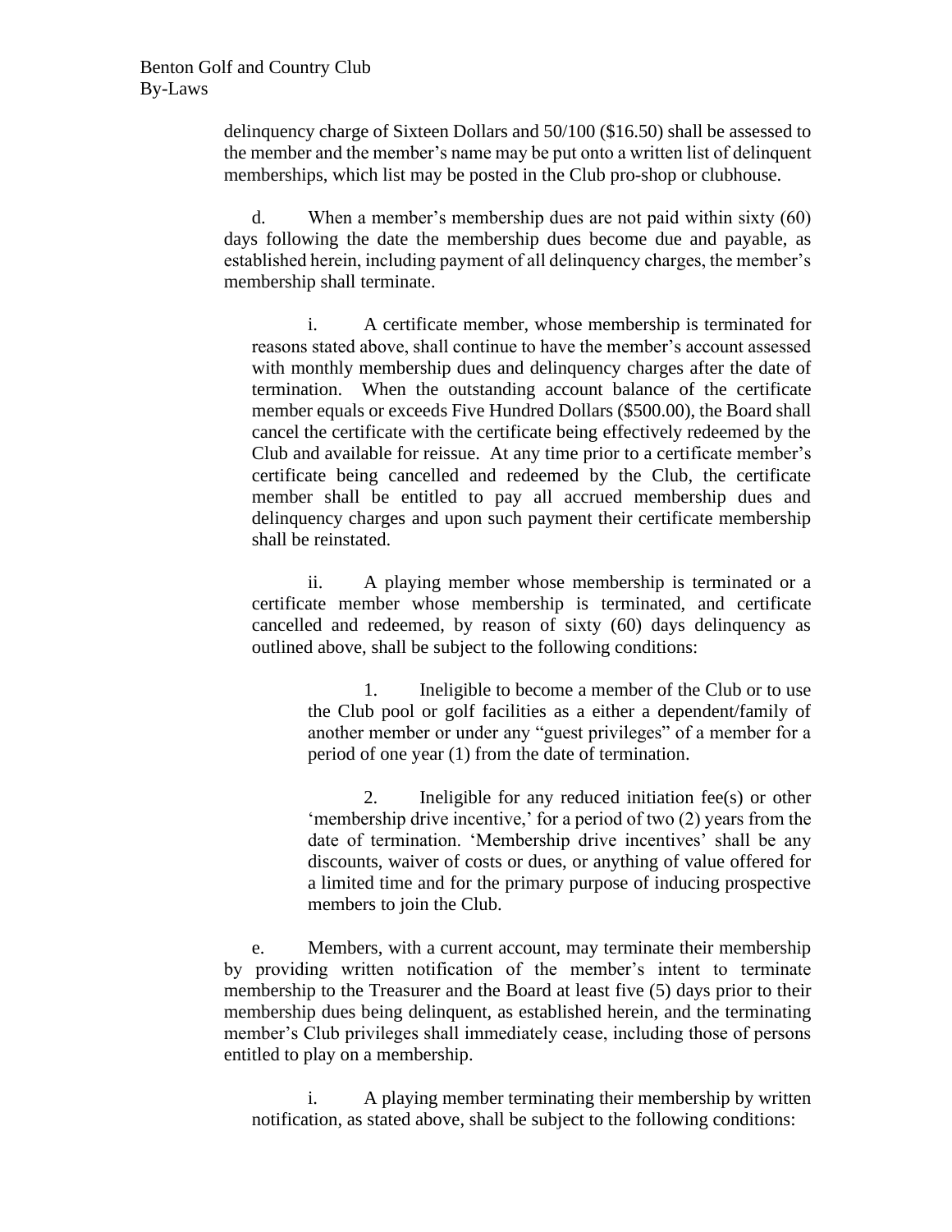delinquency charge of Sixteen Dollars and 50/100 ($16.50) shall be assessed to the member and the member's name may be put onto a written list of delinquent memberships, which list may be posted in the Club pro-shop or clubhouse.

d. When a member's membership dues are not paid within sixty (60) days following the date the membership dues become due and payable, as established herein, including payment of all delinquency charges, the member's membership shall terminate.

i. A certificate member, whose membership is terminated for reasons stated above, shall continue to have the member's account assessed with monthly membership dues and delinquency charges after the date of termination. When the outstanding account balance of the certificate member equals or exceeds Five Hundred Dollars ($500.00), the Board shall cancel the certificate with the certificate being effectively redeemed by the Club and available for reissue. At any time prior to a certificate member's certificate being cancelled and redeemed by the Club, the certificate member shall be entitled to pay all accrued membership dues and delinquency charges and upon such payment their certificate membership shall be reinstated.

ii. A playing member whose membership is terminated or a certificate member whose membership is terminated, and certificate cancelled and redeemed, by reason of sixty (60) days delinquency as outlined above, shall be subject to the following conditions:

1. Ineligible to become a member of the Club or to use the Club pool or golf facilities as a either a dependent/family of another member or under any "guest privileges" of a member for a period of one year (1) from the date of termination.

2. Ineligible for any reduced initiation fee(s) or other 'membership drive incentive,' for a period of two (2) years from the date of termination. 'Membership drive incentives' shall be any discounts, waiver of costs or dues, or anything of value offered for a limited time and for the primary purpose of inducing prospective members to join the Club.

e. Members, with a current account, may terminate their membership by providing written notification of the member's intent to terminate membership to the Treasurer and the Board at least five (5) days prior to their membership dues being delinquent, as established herein, and the terminating member's Club privileges shall immediately cease, including those of persons entitled to play on a membership.

i. A playing member terminating their membership by written notification, as stated above, shall be subject to the following conditions: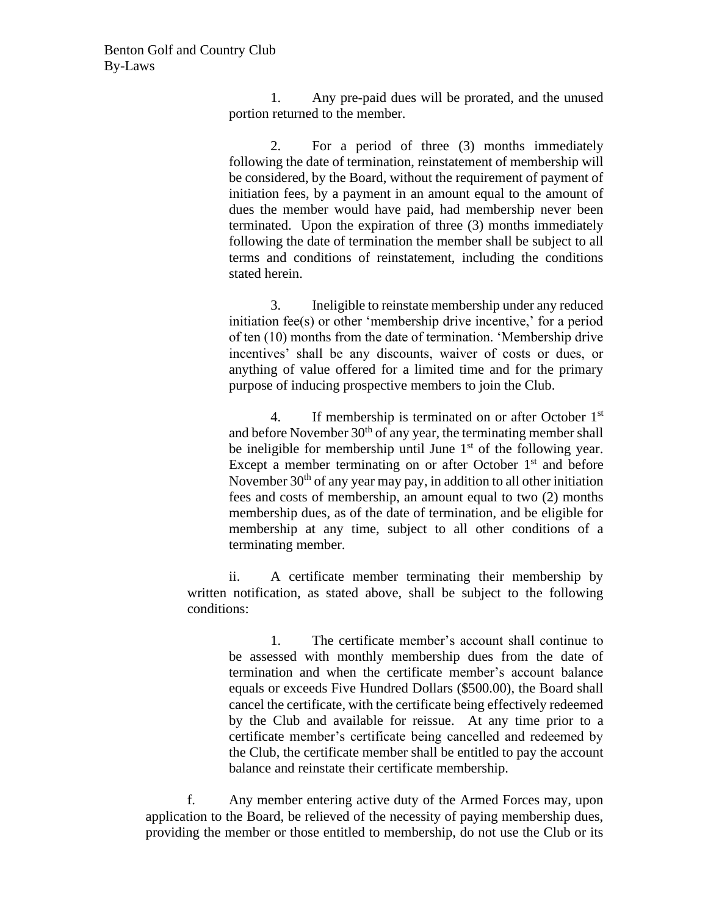1. Any pre-paid dues will be prorated, and the unused portion returned to the member.

2. For a period of three (3) months immediately following the date of termination, reinstatement of membership will be considered, by the Board, without the requirement of payment of initiation fees, by a payment in an amount equal to the amount of dues the member would have paid, had membership never been terminated. Upon the expiration of three (3) months immediately following the date of termination the member shall be subject to all terms and conditions of reinstatement, including the conditions stated herein.

3. Ineligible to reinstate membership under any reduced initiation fee(s) or other 'membership drive incentive,' for a period of ten (10) months from the date of termination. 'Membership drive incentives' shall be any discounts, waiver of costs or dues, or anything of value offered for a limited time and for the primary purpose of inducing prospective members to join the Club.

4. If membership is terminated on or after October 1st and before November 30th of any year, the terminating member shall be ineligible for membership until June 1st of the following year. Except a member terminating on or after October 1st and before November 30th of any year may pay, in addition to all other initiation fees and costs of membership, an amount equal to two (2) months membership dues, as of the date of termination, and be eligible for membership at any time, subject to all other conditions of a terminating member.

ii. A certificate member terminating their membership by written notification, as stated above, shall be subject to the following conditions:

1. The certificate member's account shall continue to be assessed with monthly membership dues from the date of termination and when the certificate member's account balance equals or exceeds Five Hundred Dollars ($500.00), the Board shall cancel the certificate, with the certificate being effectively redeemed by the Club and available for reissue. At any time prior to a certificate member's certificate being cancelled and redeemed by the Club, the certificate member shall be entitled to pay the account balance and reinstate their certificate membership.

f. Any member entering active duty of the Armed Forces may, upon application to the Board, be relieved of the necessity of paying membership dues, providing the member or those entitled to membership, do not use the Club or its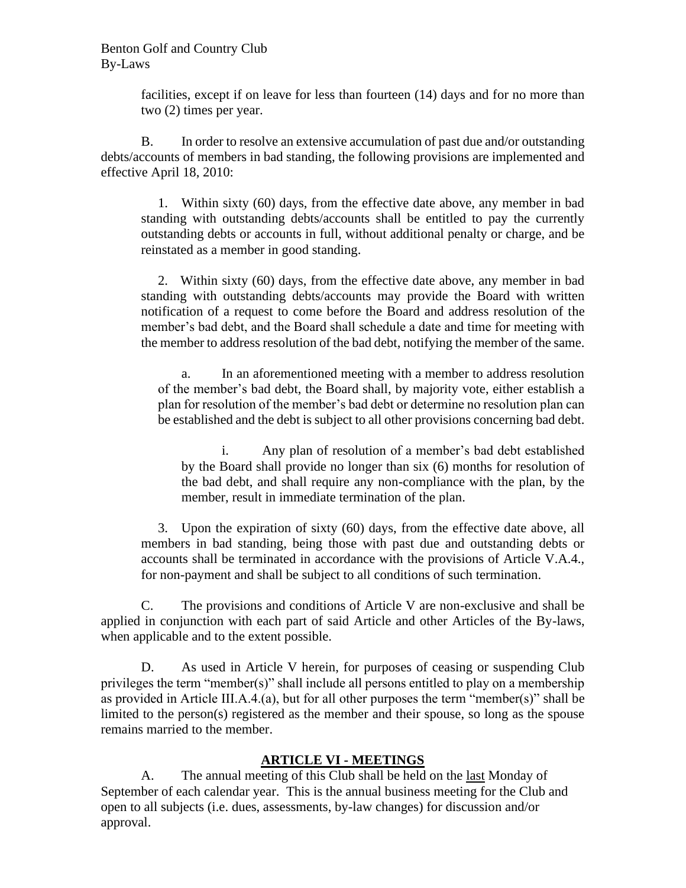facilities, except if on leave for less than fourteen (14) days and for no more than two (2) times per year.

B. In order to resolve an extensive accumulation of past due and/or outstanding debts/accounts of members in bad standing, the following provisions are implemented and effective April 18, 2010:

1. Within sixty (60) days, from the effective date above, any member in bad standing with outstanding debts/accounts shall be entitled to pay the currently outstanding debts or accounts in full, without additional penalty or charge, and be reinstated as a member in good standing.

2. Within sixty (60) days, from the effective date above, any member in bad standing with outstanding debts/accounts may provide the Board with written notification of a request to come before the Board and address resolution of the member's bad debt, and the Board shall schedule a date and time for meeting with the member to address resolution of the bad debt, notifying the member of the same.

a. In an aforementioned meeting with a member to address resolution of the member's bad debt, the Board shall, by majority vote, either establish a plan for resolution of the member's bad debt or determine no resolution plan can be established and the debt is subject to all other provisions concerning bad debt.

i. Any plan of resolution of a member's bad debt established by the Board shall provide no longer than six (6) months for resolution of the bad debt, and shall require any non-compliance with the plan, by the member, result in immediate termination of the plan.

3. Upon the expiration of sixty (60) days, from the effective date above, all members in bad standing, being those with past due and outstanding debts or accounts shall be terminated in accordance with the provisions of Article V.A.4., for non-payment and shall be subject to all conditions of such termination.

C. The provisions and conditions of Article V are non-exclusive and shall be applied in conjunction with each part of said Article and other Articles of the By-laws, when applicable and to the extent possible.

D. As used in Article V herein, for purposes of ceasing or suspending Club privileges the term "member(s)" shall include all persons entitled to play on a membership as provided in Article III.A.4.(a), but for all other purposes the term "member(s)" shall be limited to the person(s) registered as the member and their spouse, so long as the spouse remains married to the member.

## ARTICLE VI - MEETINGS

A. The annual meeting of this Club shall be held on the last Monday of September of each calendar year. This is the annual business meeting for the Club and open to all subjects (i.e. dues, assessments, by-law changes) for discussion and/or approval.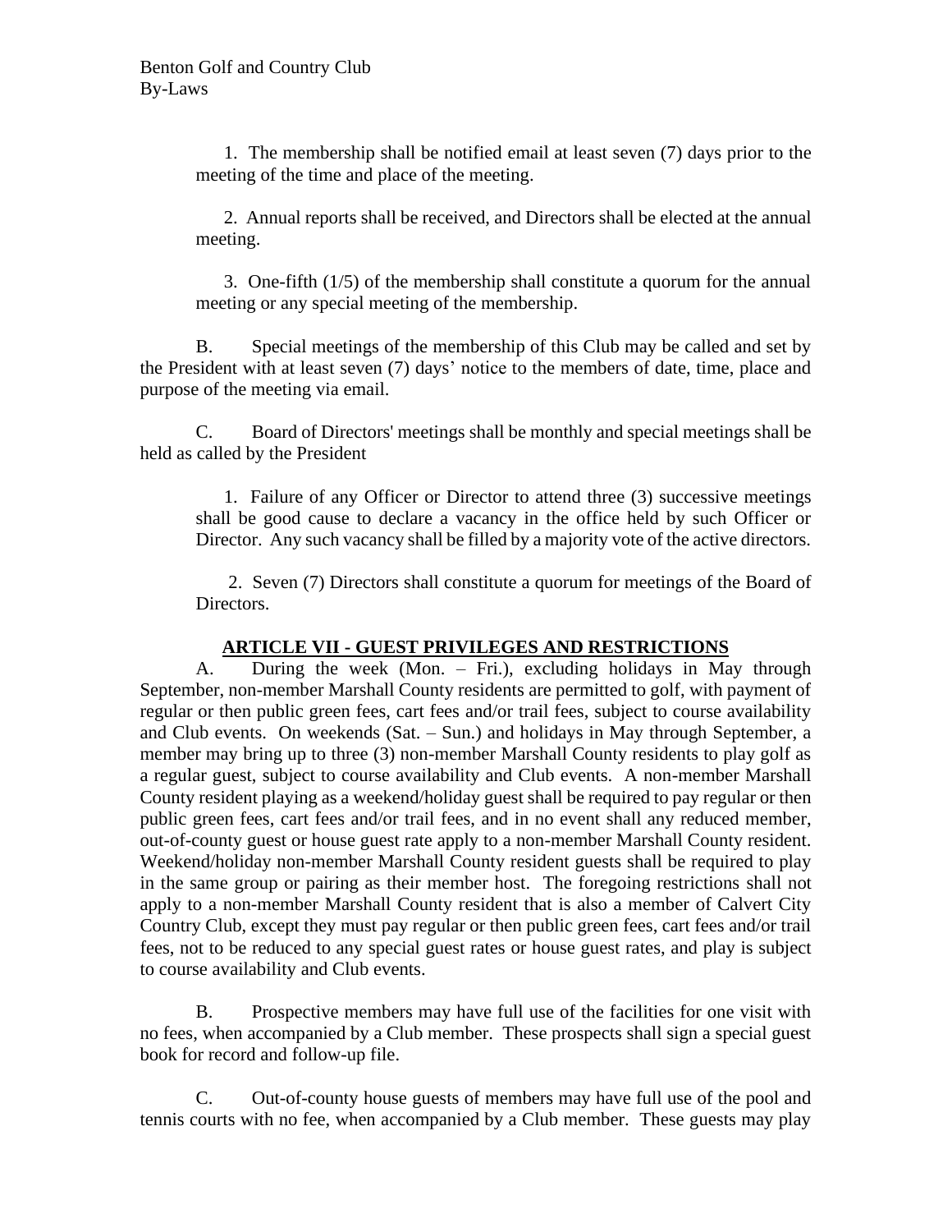1. The membership shall be notified email at least seven (7) days prior to the meeting of the time and place of the meeting.

2. Annual reports shall be received, and Directors shall be elected at the annual meeting.

3. One-fifth (1/5) of the membership shall constitute a quorum for the annual meeting or any special meeting of the membership.

B. Special meetings of the membership of this Club may be called and set by the President with at least seven (7) days' notice to the members of date, time, place and purpose of the meeting via email.

C. Board of Directors' meetings shall be monthly and special meetings shall be held as called by the President

1. Failure of any Officer or Director to attend three (3) successive meetings shall be good cause to declare a vacancy in the office held by such Officer or Director. Any such vacancy shall be filled by a majority vote of the active directors.

2. Seven (7) Directors shall constitute a quorum for meetings of the Board of Directors.

## ARTICLE VII - GUEST PRIVILEGES AND RESTRICTIONS

A. During the week (Mon. – Fri.), excluding holidays in May through September, non-member Marshall County residents are permitted to golf, with payment of regular or then public green fees, cart fees and/or trail fees, subject to course availability and Club events. On weekends (Sat. – Sun.) and holidays in May through September, a member may bring up to three (3) non-member Marshall County residents to play golf as a regular guest, subject to course availability and Club events. A non-member Marshall County resident playing as a weekend/holiday guest shall be required to pay regular or then public green fees, cart fees and/or trail fees, and in no event shall any reduced member, out-of-county guest or house guest rate apply to a non-member Marshall County resident. Weekend/holiday non-member Marshall County resident guests shall be required to play in the same group or pairing as their member host. The foregoing restrictions shall not apply to a non-member Marshall County resident that is also a member of Calvert City Country Club, except they must pay regular or then public green fees, cart fees and/or trail fees, not to be reduced to any special guest rates or house guest rates, and play is subject to course availability and Club events.

B. Prospective members may have full use of the facilities for one visit with no fees, when accompanied by a Club member. These prospects shall sign a special guest book for record and follow-up file.

C. Out-of-county house guests of members may have full use of the pool and tennis courts with no fee, when accompanied by a Club member. These guests may play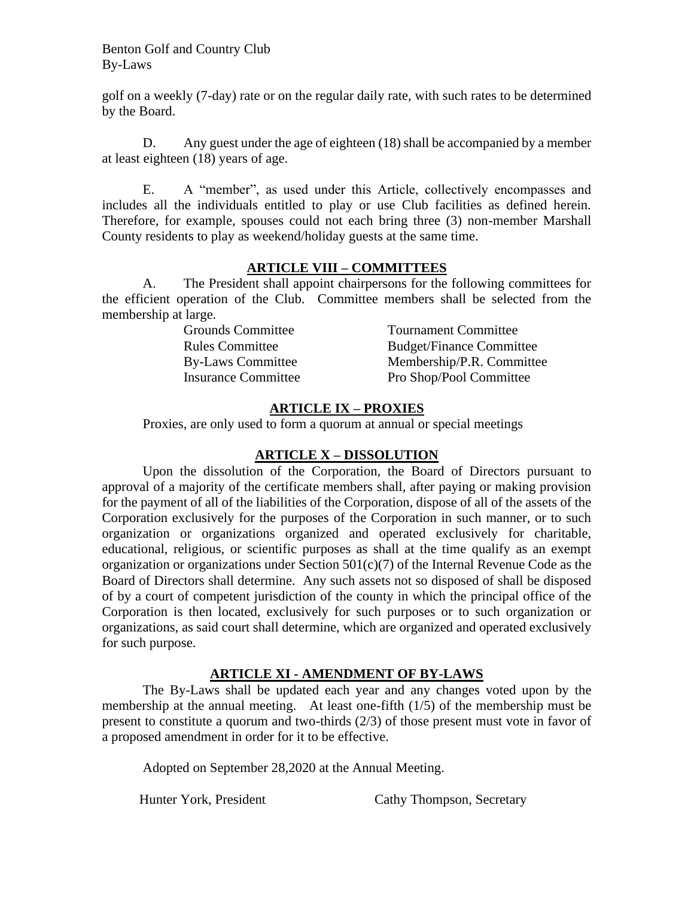golf on a weekly (7-day) rate or on the regular daily rate, with such rates to be determined by the Board.

D. Any guest under the age of eighteen (18) shall be accompanied by a member at least eighteen (18) years of age.

E. A "member", as used under this Article, collectively encompasses and includes all the individuals entitled to play or use Club facilities as defined herein. Therefore, for example, spouses could not each bring three (3) non-member Marshall County residents to play as weekend/holiday guests at the same time.

## ARTICLE VIII – COMMITTEES

A. The President shall appoint chairpersons for the following committees for the efficient operation of the Club. Committee members shall be selected from the membership at large.

| | |
|---|---|
| Grounds Committee | Tournament Committee |
| Rules Committee | Budget/Finance Committee |
| By-Laws Committee | Membership/P.R. Committee |
| Insurance Committee | Pro Shop/Pool Committee |

## ARTICLE IX – PROXIES

Proxies, are only used to form a quorum at annual or special meetings

## ARTICLE X – DISSOLUTION

Upon the dissolution of the Corporation, the Board of Directors pursuant to approval of a majority of the certificate members shall, after paying or making provision for the payment of all of the liabilities of the Corporation, dispose of all of the assets of the Corporation exclusively for the purposes of the Corporation in such manner, or to such organization or organizations organized and operated exclusively for charitable, educational, religious, or scientific purposes as shall at the time qualify as an exempt organization or organizations under Section 501(c)(7) of the Internal Revenue Code as the Board of Directors shall determine. Any such assets not so disposed of shall be disposed of by a court of competent jurisdiction of the county in which the principal office of the Corporation is then located, exclusively for such purposes or to such organization or organizations, as said court shall determine, which are organized and operated exclusively for such purpose.

## ARTICLE XI - AMENDMENT OF BY-LAWS

The By-Laws shall be updated each year and any changes voted upon by the membership at the annual meeting. At least one-fifth (1/5) of the membership must be present to constitute a quorum and two-thirds (2/3) of those present must vote in favor of a proposed amendment in order for it to be effective.

Adopted on September 28,2020 at the Annual Meeting.

Hunter York, President

Cathy Thompson, Secretary